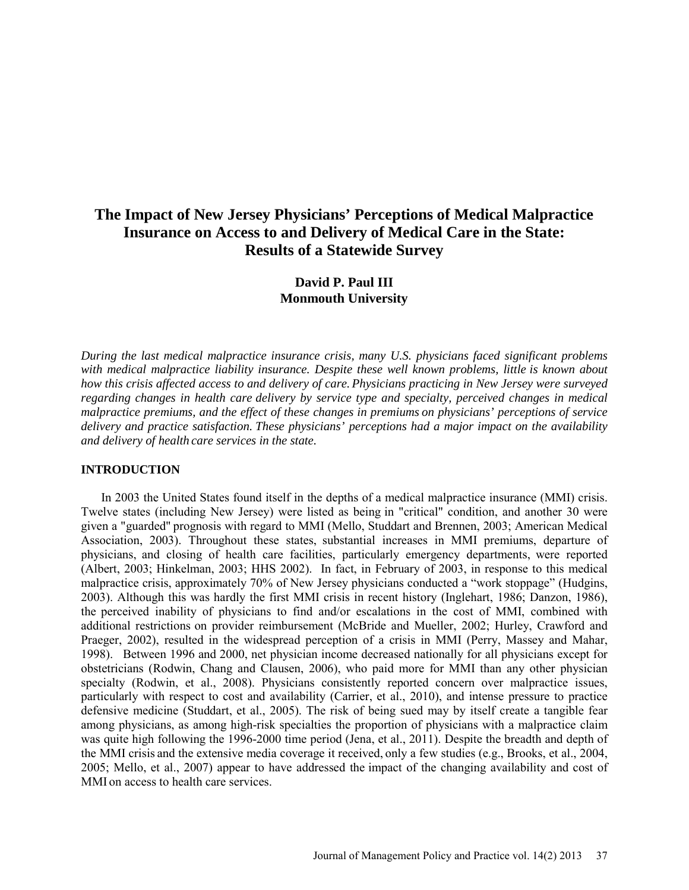# The Impact of New Jersey Physicians' Perceptions of Medical Malpractice Insurance on Access to and Delivery of Medical Care in the State: Results of a Statewide Survey

**David P. Paul III**
**Monmouth University**

*During the last medical malpractice insurance crisis, many U.S. physicians faced significant problems with medical malpractice liability insurance. Despite these well known problems, little is known about how this crisis affected access to and delivery of care. Physicians practicing in New Jersey were surveyed regarding changes in health care delivery by service type and specialty, perceived changes in medical malpractice premiums, and the effect of these changes in premiums on physicians' perceptions of service delivery and practice satisfaction. These physicians' perceptions had a major impact on the availability and delivery of health care services in the state.*

## INTRODUCTION

In 2003 the United States found itself in the depths of a medical malpractice insurance (MMI) crisis. Twelve states (including New Jersey) were listed as being in "critical" condition, and another 30 were given a "guarded" prognosis with regard to MMI (Mello, Studdart and Brennen, 2003; American Medical Association, 2003). Throughout these states, substantial increases in MMI premiums, departure of physicians, and closing of health care facilities, particularly emergency departments, were reported (Albert, 2003; Hinkelman, 2003; HHS 2002). In fact, in February of 2003, in response to this medical malpractice crisis, approximately 70% of New Jersey physicians conducted a "work stoppage" (Hudgins, 2003). Although this was hardly the first MMI crisis in recent history (Inglehart, 1986; Danzon, 1986), the perceived inability of physicians to find and/or escalations in the cost of MMI, combined with additional restrictions on provider reimbursement (McBride and Mueller, 2002; Hurley, Crawford and Praeger, 2002), resulted in the widespread perception of a crisis in MMI (Perry, Massey and Mahar, 1998). Between 1996 and 2000, net physician income decreased nationally for all physicians except for obstetricians (Rodwin, Chang and Clausen, 2006), who paid more for MMI than any other physician specialty (Rodwin, et al., 2008). Physicians consistently reported concern over malpractice issues, particularly with respect to cost and availability (Carrier, et al., 2010), and intense pressure to practice defensive medicine (Studdart, et al., 2005). The risk of being sued may by itself create a tangible fear among physicians, as among high-risk specialties the proportion of physicians with a malpractice claim was quite high following the 1996-2000 time period (Jena, et al., 2011). Despite the breadth and depth of the MMI crisis and the extensive media coverage it received, only a few studies (e.g., Brooks, et al., 2004, 2005; Mello, et al., 2007) appear to have addressed the impact of the changing availability and cost of MMI on access to health care services.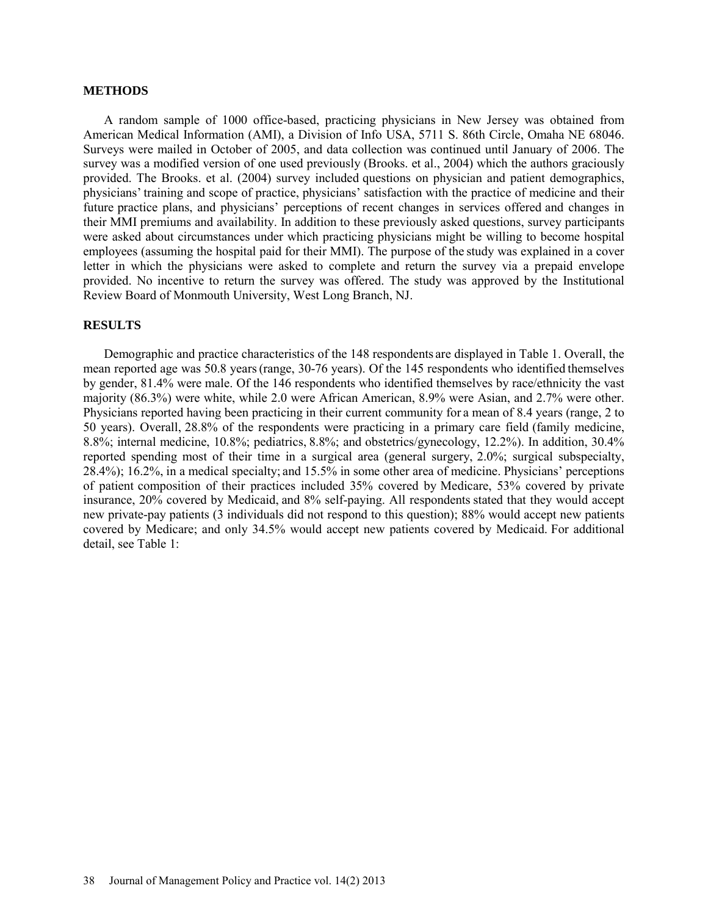## METHODS

A random sample of 1000 office-based, practicing physicians in New Jersey was obtained from American Medical Information (AMI), a Division of Info USA, 5711 S. 86th Circle, Omaha NE 68046. Surveys were mailed in October of 2005, and data collection was continued until January of 2006. The survey was a modified version of one used previously (Brooks. et al., 2004) which the authors graciously provided. The Brooks. et al. (2004) survey included questions on physician and patient demographics, physicians' training and scope of practice, physicians' satisfaction with the practice of medicine and their future practice plans, and physicians' perceptions of recent changes in services offered and changes in their MMI premiums and availability. In addition to these previously asked questions, survey participants were asked about circumstances under which practicing physicians might be willing to become hospital employees (assuming the hospital paid for their MMI). The purpose of the study was explained in a cover letter in which the physicians were asked to complete and return the survey via a prepaid envelope provided. No incentive to return the survey was offered. The study was approved by the Institutional Review Board of Monmouth University, West Long Branch, NJ.

## RESULTS

Demographic and practice characteristics of the 148 respondents are displayed in Table 1. Overall, the mean reported age was 50.8 years (range, 30-76 years). Of the 145 respondents who identified themselves by gender, 81.4% were male. Of the 146 respondents who identified themselves by race/ethnicity the vast majority (86.3%) were white, while 2.0 were African American, 8.9% were Asian, and 2.7% were other. Physicians reported having been practicing in their current community for a mean of 8.4 years (range, 2 to 50 years). Overall, 28.8% of the respondents were practicing in a primary care field (family medicine, 8.8%; internal medicine, 10.8%; pediatrics, 8.8%; and obstetrics/gynecology, 12.2%). In addition, 30.4% reported spending most of their time in a surgical area (general surgery, 2.0%; surgical subspecialty, 28.4%); 16.2%, in a medical specialty; and 15.5% in some other area of medicine. Physicians' perceptions of patient composition of their practices included 35% covered by Medicare, 53% covered by private insurance, 20% covered by Medicaid, and 8% self-paying. All respondents stated that they would accept new private-pay patients (3 individuals did not respond to this question); 88% would accept new patients covered by Medicare; and only 34.5% would accept new patients covered by Medicaid. For additional detail, see Table 1: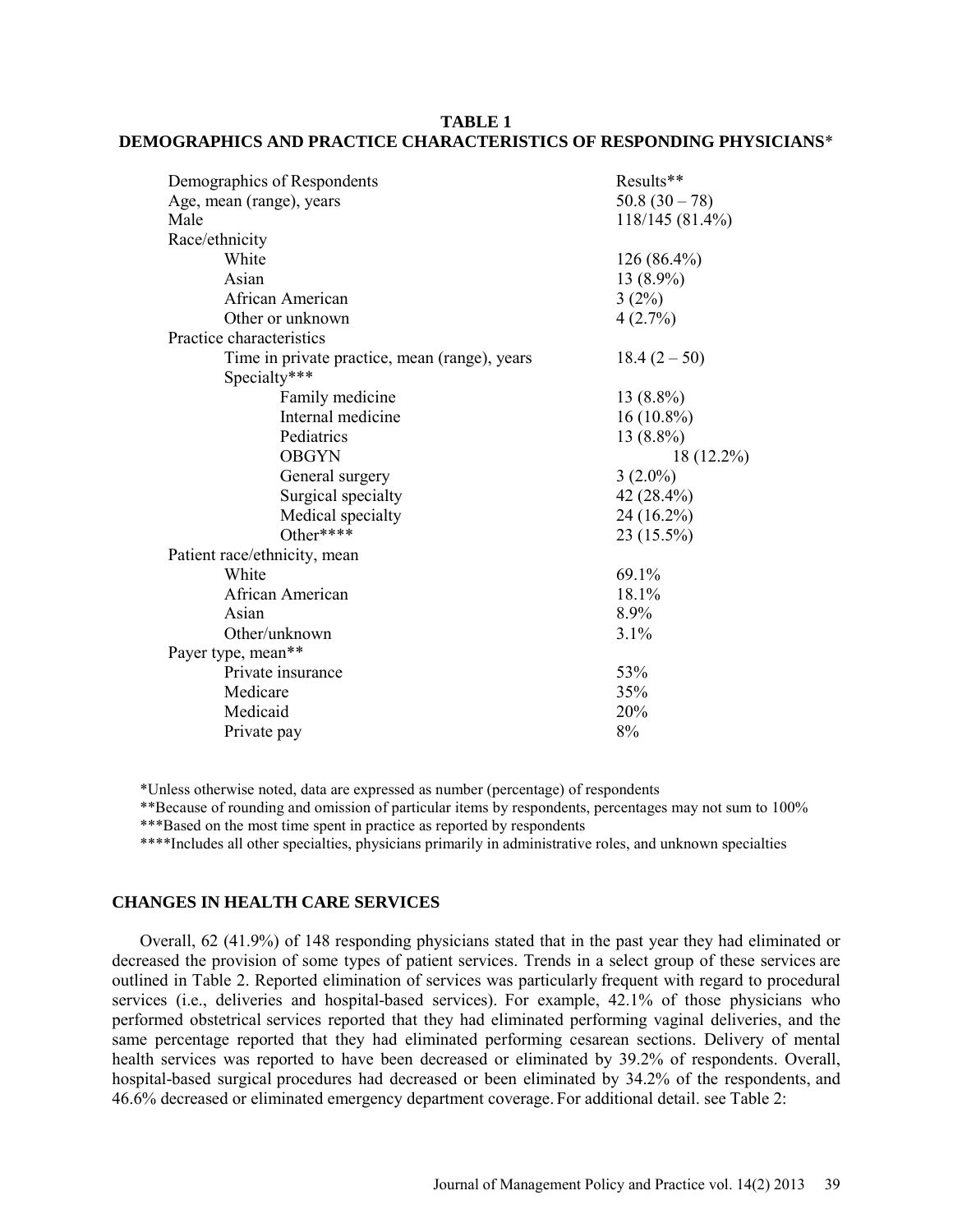**TABLE 1**
**DEMOGRAPHICS AND PRACTICE CHARACTERISTICS OF RESPONDING PHYSICIANS***

| Demographics of Respondents | Results** |
|---|---|
| Age, mean (range), years | 50.8 (30 – 78) |
| Male | 118/145 (81.4%) |
| Race/ethnicity | |
| White | 126 (86.4%) |
| Asian | 13 (8.9%) |
| African American | 3 (2%) |
| Other or unknown | 4 (2.7%) |
| Practice characteristics | |
| Time in private practice, mean (range), years | 18.4 (2 – 50) |
| Specialty*** | |
| Family medicine | 13 (8.8%) |
| Internal medicine | 16 (10.8%) |
| Pediatrics | 13 (8.8%) |
| OBGYN | 18 (12.2%) |
| General surgery | 3 (2.0%) |
| Surgical specialty | 42 (28.4%) |
| Medical specialty | 24 (16.2%) |
| Other**** | 23 (15.5%) |
| Patient race/ethnicity, mean | |
| White | 69.1% |
| African American | 18.1% |
| Asian | 8.9% |
| Other/unknown | 3.1% |
| Payer type, mean** | |
| Private insurance | 53% |
| Medicare | 35% |
| Medicaid | 20% |
| Private pay | 8% |

*Unless otherwise noted, data are expressed as number (percentage) of respondents

**Because of rounding and omission of particular items by respondents, percentages may not sum to 100%

***Based on the most time spent in practice as reported by respondents

****Includes all other specialties, physicians primarily in administrative roles, and unknown specialties

## CHANGES IN HEALTH CARE SERVICES

Overall, 62 (41.9%) of 148 responding physicians stated that in the past year they had eliminated or decreased the provision of some types of patient services. Trends in a select group of these services are outlined in Table 2. Reported elimination of services was particularly frequent with regard to procedural services (i.e., deliveries and hospital-based services). For example, 42.1% of those physicians who performed obstetrical services reported that they had eliminated performing vaginal deliveries, and the same percentage reported that they had eliminated performing cesarean sections. Delivery of mental health services was reported to have been decreased or eliminated by 39.2% of respondents. Overall, hospital-based surgical procedures had decreased or been eliminated by 34.2% of the respondents, and 46.6% decreased or eliminated emergency department coverage. For additional detail. see Table 2: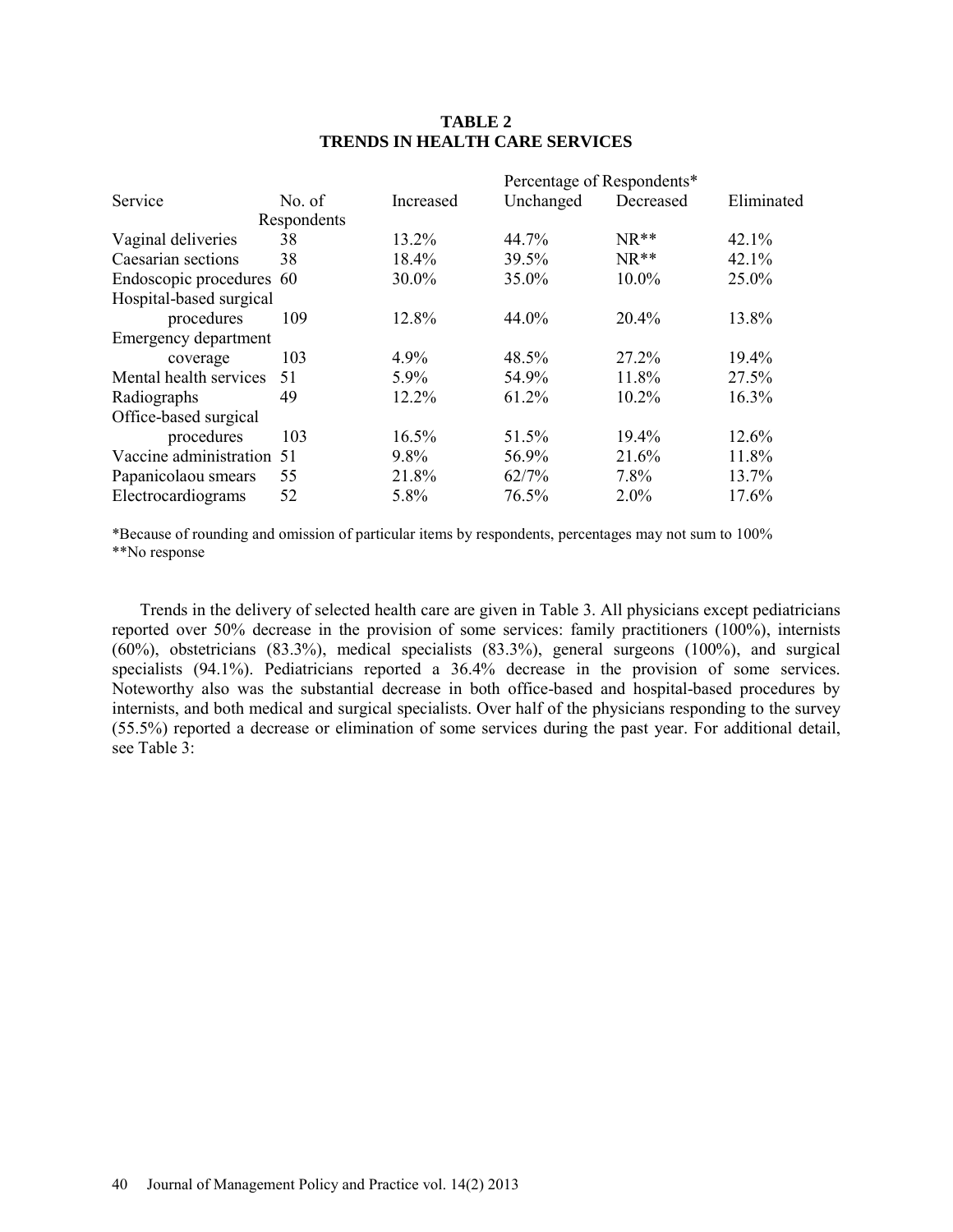**TABLE 2**
**TRENDS IN HEALTH CARE SERVICES**

| Service | No. of Respondents | Percentage of Respondents* | | | |
|---|---|---|---|---|---|
| | | Increased | Unchanged | Decreased | Eliminated |
| Vaginal deliveries | 38 | 13.2% | 44.7% | NR** | 42.1% |
| Caesarian sections | 38 | 18.4% | 39.5% | NR** | 42.1% |
| Endoscopic procedures | 60 | 30.0% | 35.0% | 10.0% | 25.0% |
| Hospital-based surgical procedures | 109 | 12.8% | 44.0% | 20.4% | 13.8% |
| Emergency department coverage | 103 | 4.9% | 48.5% | 27.2% | 19.4% |
| Mental health services | 51 | 5.9% | 54.9% | 11.8% | 27.5% |
| Radiographs | 49 | 12.2% | 61.2% | 10.2% | 16.3% |
| Office-based surgical procedures | 103 | 16.5% | 51.5% | 19.4% | 12.6% |
| Vaccine administration | 51 | 9.8% | 56.9% | 21.6% | 11.8% |
| Papanicolaou smears | 55 | 21.8% | 62/7% | 7.8% | 13.7% |
| Electrocardiograms | 52 | 5.8% | 76.5% | 2.0% | 17.6% |

*Because of rounding and omission of particular items by respondents, percentages may not sum to 100%
**No response

Trends in the delivery of selected health care are given in Table 3. All physicians except pediatricians reported over 50% decrease in the provision of some services: family practitioners (100%), internists (60%), obstetricians (83.3%), medical specialists (83.3%), general surgeons (100%), and surgical specialists (94.1%). Pediatricians reported a 36.4% decrease in the provision of some services. Noteworthy also was the substantial decrease in both office-based and hospital-based procedures by internists, and both medical and surgical specialists. Over half of the physicians responding to the survey (55.5%) reported a decrease or elimination of some services during the past year. For additional detail, see Table 3: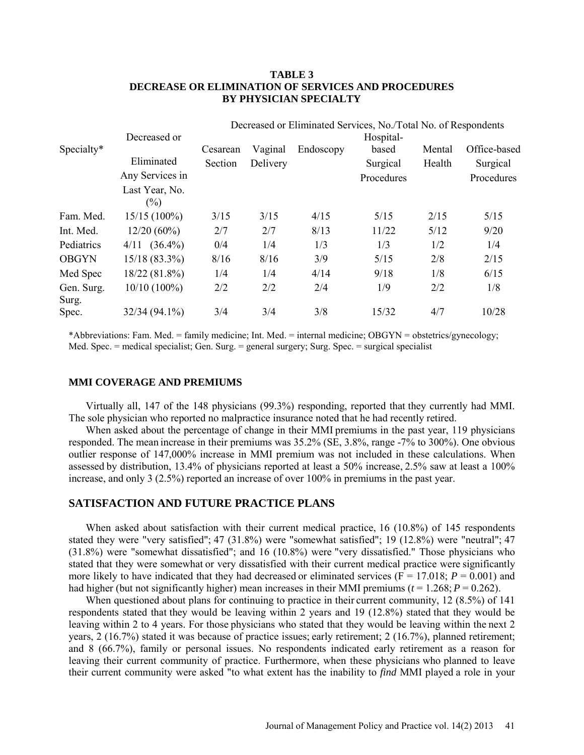**TABLE 3**
**DECREASE OR ELIMINATION OF SERVICES AND PROCEDURES BY PHYSICIAN SPECIALTY**

| Specialty* | Decreased or Eliminated Any Services in Last Year, No. (%) | Decreased or Eliminated Services, No./Total No. of Respondents | | | | | |
|---|---|---|---|---|---|---|---|
| | | Cesarean Section | Vaginal Delivery | Endoscopy | Hospital-based Surgical Procedures | Mental Health | Office-based Surgical Procedures |
| Fam. Med. | 15/15 (100%) | 3/15 | 3/15 | 4/15 | 5/15 | 2/15 | 5/15 |
| Int. Med. | 12/20 (60%) | 2/7 | 2/7 | 8/13 | 11/22 | 5/12 | 9/20 |
| Pediatrics | 4/11 (36.4%) | 0/4 | 1/4 | 1/3 | 1/3 | 1/2 | 1/4 |
| OBGYN | 15/18 (83.3%) | 8/16 | 8/16 | 3/9 | 5/15 | 2/8 | 2/15 |
| Med Spec | 18/22 (81.8%) | 1/4 | 1/4 | 4/14 | 9/18 | 1/8 | 6/15 |
| Gen. Surg. | 10/10 (100%) | 2/2 | 2/2 | 2/4 | 1/9 | 2/2 | 1/8 |
| Surg. Spec. | 32/34 (94.1%) | 3/4 | 3/4 | 3/8 | 15/32 | 4/7 | 10/28 |

*Abbreviations: Fam. Med. = family medicine; Int. Med. = internal medicine; OBGYN = obstetrics/gynecology; Med. Spec. = medical specialist; Gen. Surg. = general surgery; Surg. Spec. = surgical specialist

### MMI COVERAGE AND PREMIUMS

Virtually all, 147 of the 148 physicians (99.3%) responding, reported that they currently had MMI. The sole physician who reported no malpractice insurance noted that he had recently retired.

When asked about the percentage of change in their MMI premiums in the past year, 119 physicians responded. The mean increase in their premiums was 35.2% (SE, 3.8%, range -7% to 300%). One obvious outlier response of 147,000% increase in MMI premium was not included in these calculations. When assessed by distribution, 13.4% of physicians reported at least a 50% increase, 2.5% saw at least a 100% increase, and only 3 (2.5%) reported an increase of over 100% in premiums in the past year.

## SATISFACTION AND FUTURE PRACTICE PLANS

When asked about satisfaction with their current medical practice, 16 (10.8%) of 145 respondents stated they were "very satisfied"; 47 (31.8%) were "somewhat satisfied"; 19 (12.8%) were "neutral"; 47 (31.8%) were "somewhat dissatisfied"; and 16 (10.8%) were "very dissatisfied." Those physicians who stated that they were somewhat or very dissatisfied with their current medical practice were significantly more likely to have indicated that they had decreased or eliminated services ($F = 17.018$; $P = 0.001$) and had higher (but not significantly higher) mean increases in their MMI premiums ($t = 1.268$; $P = 0.262$).

When questioned about plans for continuing to practice in their current community, 12 (8.5%) of 141 respondents stated that they would be leaving within 2 years and 19 (12.8%) stated that they would be leaving within 2 to 4 years. For those physicians who stated that they would be leaving within the next 2 years, 2 (16.7%) stated it was because of practice issues; early retirement; 2 (16.7%), planned retirement; and 8 (66.7%), family or personal issues. No respondents indicated early retirement as a reason for leaving their current community of practice. Furthermore, when these physicians who planned to leave their current community were asked "to what extent has the inability to *find* MMI played a role in your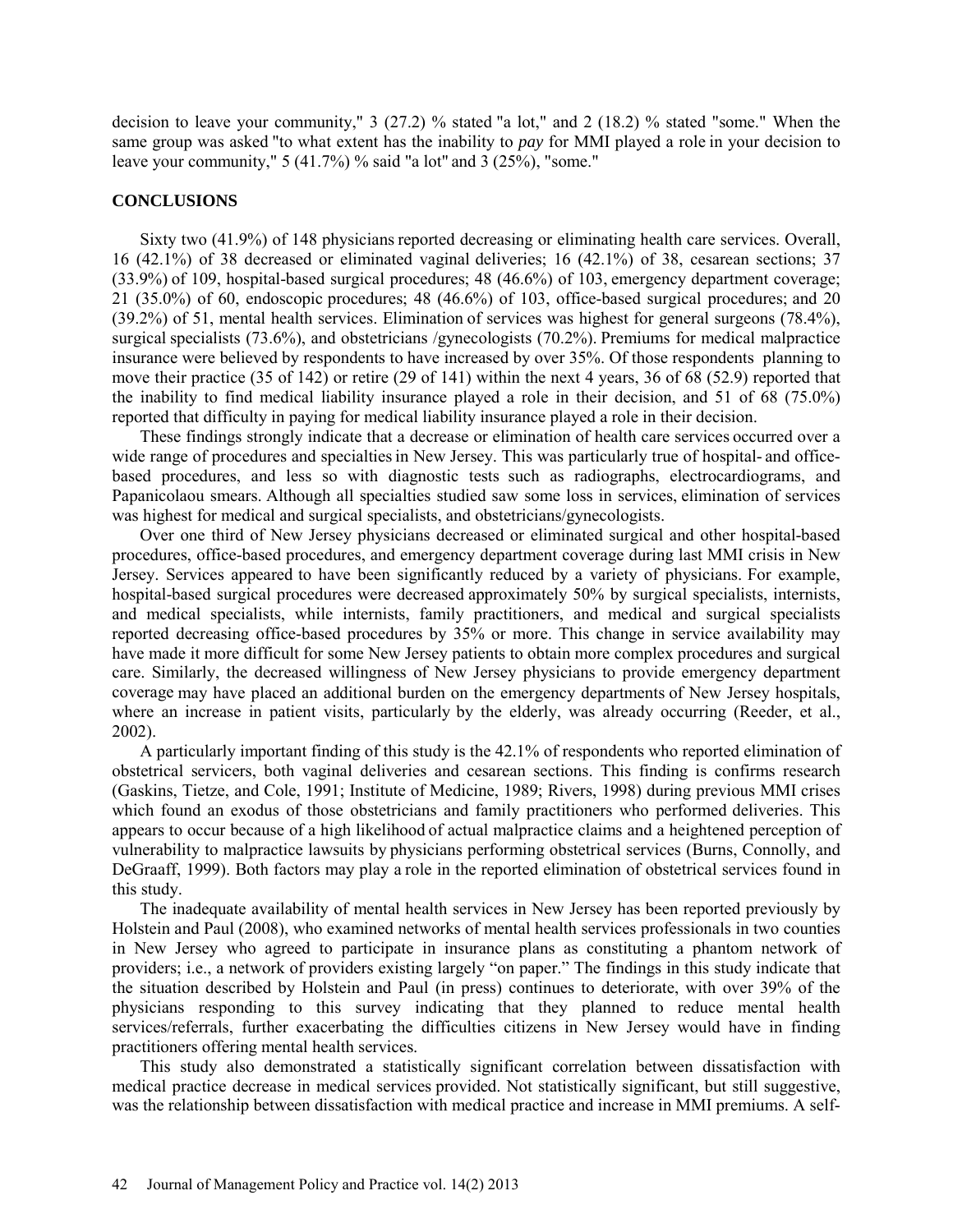decision to leave your community," 3 (27.2) % stated "a lot," and 2 (18.2) % stated "some." When the same group was asked "to what extent has the inability to *pay* for MMI played a role in your decision to leave your community," 5 (41.7%) % said "a lot" and 3 (25%), "some."

## CONCLUSIONS

Sixty two (41.9%) of 148 physicians reported decreasing or eliminating health care services. Overall, 16 (42.1%) of 38 decreased or eliminated vaginal deliveries; 16 (42.1%) of 38, cesarean sections; 37 (33.9%) of 109, hospital-based surgical procedures; 48 (46.6%) of 103, emergency department coverage; 21 (35.0%) of 60, endoscopic procedures; 48 (46.6%) of 103, office-based surgical procedures; and 20 (39.2%) of 51, mental health services. Elimination of services was highest for general surgeons (78.4%), surgical specialists (73.6%), and obstetricians /gynecologists (70.2%). Premiums for medical malpractice insurance were believed by respondents to have increased by over 35%. Of those respondents planning to move their practice (35 of 142) or retire (29 of 141) within the next 4 years, 36 of 68 (52.9) reported that the inability to find medical liability insurance played a role in their decision, and 51 of 68 (75.0%) reported that difficulty in paying for medical liability insurance played a role in their decision.

These findings strongly indicate that a decrease or elimination of health care services occurred over a wide range of procedures and specialties in New Jersey. This was particularly true of hospital- and office-based procedures, and less so with diagnostic tests such as radiographs, electrocardiograms, and Papanicolaou smears. Although all specialties studied saw some loss in services, elimination of services was highest for medical and surgical specialists, and obstetricians/gynecologists.

Over one third of New Jersey physicians decreased or eliminated surgical and other hospital-based procedures, office-based procedures, and emergency department coverage during last MMI crisis in New Jersey. Services appeared to have been significantly reduced by a variety of physicians. For example, hospital-based surgical procedures were decreased approximately 50% by surgical specialists, internists, and medical specialists, while internists, family practitioners, and medical and surgical specialists reported decreasing office-based procedures by 35% or more. This change in service availability may have made it more difficult for some New Jersey patients to obtain more complex procedures and surgical care. Similarly, the decreased willingness of New Jersey physicians to provide emergency department coverage may have placed an additional burden on the emergency departments of New Jersey hospitals, where an increase in patient visits, particularly by the elderly, was already occurring (Reeder, et al., 2002).

A particularly important finding of this study is the 42.1% of respondents who reported elimination of obstetrical servicers, both vaginal deliveries and cesarean sections. This finding is confirms research (Gaskins, Tietze, and Cole, 1991; Institute of Medicine, 1989; Rivers, 1998) during previous MMI crises which found an exodus of those obstetricians and family practitioners who performed deliveries. This appears to occur because of a high likelihood of actual malpractice claims and a heightened perception of vulnerability to malpractice lawsuits by physicians performing obstetrical services (Burns, Connolly, and DeGraaff, 1999). Both factors may play a role in the reported elimination of obstetrical services found in this study.

The inadequate availability of mental health services in New Jersey has been reported previously by Holstein and Paul (2008), who examined networks of mental health services professionals in two counties in New Jersey who agreed to participate in insurance plans as constituting a phantom network of providers; i.e., a network of providers existing largely "on paper." The findings in this study indicate that the situation described by Holstein and Paul (in press) continues to deteriorate, with over 39% of the physicians responding to this survey indicating that they planned to reduce mental health services/referrals, further exacerbating the difficulties citizens in New Jersey would have in finding practitioners offering mental health services.

This study also demonstrated a statistically significant correlation between dissatisfaction with medical practice decrease in medical services provided. Not statistically significant, but still suggestive, was the relationship between dissatisfaction with medical practice and increase in MMI premiums. A self-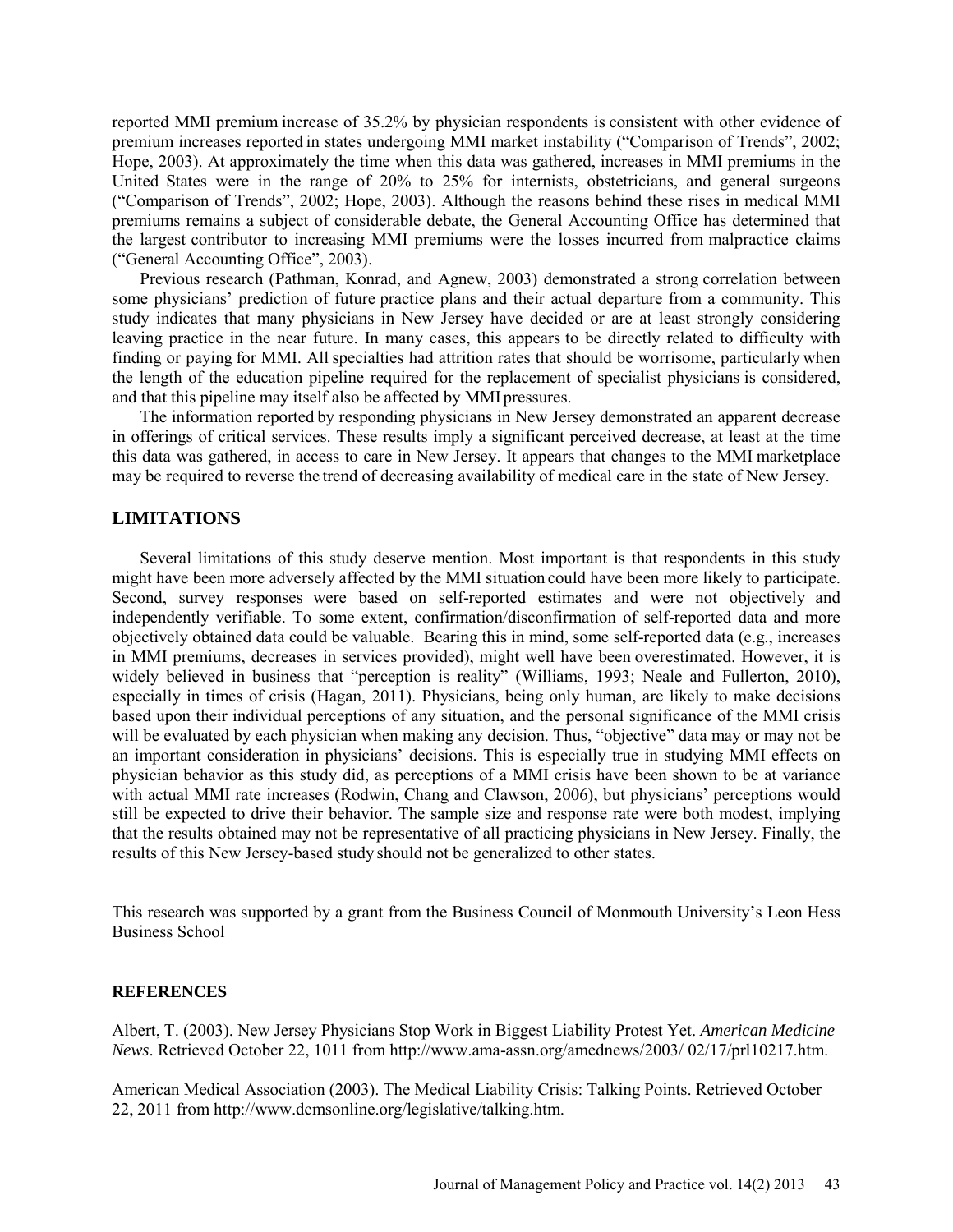reported MMI premium increase of 35.2% by physician respondents is consistent with other evidence of premium increases reported in states undergoing MMI market instability ("Comparison of Trends", 2002; Hope, 2003). At approximately the time when this data was gathered, increases in MMI premiums in the United States were in the range of 20% to 25% for internists, obstetricians, and general surgeons ("Comparison of Trends", 2002; Hope, 2003). Although the reasons behind these rises in medical MMI premiums remains a subject of considerable debate, the General Accounting Office has determined that the largest contributor to increasing MMI premiums were the losses incurred from malpractice claims ("General Accounting Office", 2003).

Previous research (Pathman, Konrad, and Agnew, 2003) demonstrated a strong correlation between some physicians' prediction of future practice plans and their actual departure from a community. This study indicates that many physicians in New Jersey have decided or are at least strongly considering leaving practice in the near future. In many cases, this appears to be directly related to difficulty with finding or paying for MMI. All specialties had attrition rates that should be worrisome, particularly when the length of the education pipeline required for the replacement of specialist physicians is considered, and that this pipeline may itself also be affected by MMI pressures.

The information reported by responding physicians in New Jersey demonstrated an apparent decrease in offerings of critical services. These results imply a significant perceived decrease, at least at the time this data was gathered, in access to care in New Jersey. It appears that changes to the MMI marketplace may be required to reverse the trend of decreasing availability of medical care in the state of New Jersey.

## LIMITATIONS

Several limitations of this study deserve mention. Most important is that respondents in this study might have been more adversely affected by the MMI situation could have been more likely to participate. Second, survey responses were based on self-reported estimates and were not objectively and independently verifiable. To some extent, confirmation/disconfirmation of self-reported data and more objectively obtained data could be valuable. Bearing this in mind, some self-reported data (e.g., increases in MMI premiums, decreases in services provided), might well have been overestimated. However, it is widely believed in business that "perception is reality" (Williams, 1993; Neale and Fullerton, 2010), especially in times of crisis (Hagan, 2011). Physicians, being only human, are likely to make decisions based upon their individual perceptions of any situation, and the personal significance of the MMI crisis will be evaluated by each physician when making any decision. Thus, "objective" data may or may not be an important consideration in physicians' decisions. This is especially true in studying MMI effects on physician behavior as this study did, as perceptions of a MMI crisis have been shown to be at variance with actual MMI rate increases (Rodwin, Chang and Clawson, 2006), but physicians' perceptions would still be expected to drive their behavior. The sample size and response rate were both modest, implying that the results obtained may not be representative of all practicing physicians in New Jersey. Finally, the results of this New Jersey-based study should not be generalized to other states.

This research was supported by a grant from the Business Council of Monmouth University's Leon Hess Business School

### REFERENCES

Albert, T. (2003). New Jersey Physicians Stop Work in Biggest Liability Protest Yet. *American Medicine News*. Retrieved October 22, 1011 from http://www.ama-assn.org/amednews/2003/ 02/17/prl10217.htm.

American Medical Association (2003). The Medical Liability Crisis: Talking Points. Retrieved October 22, 2011 from http://www.dcmsonline.org/legislative/talking.htm.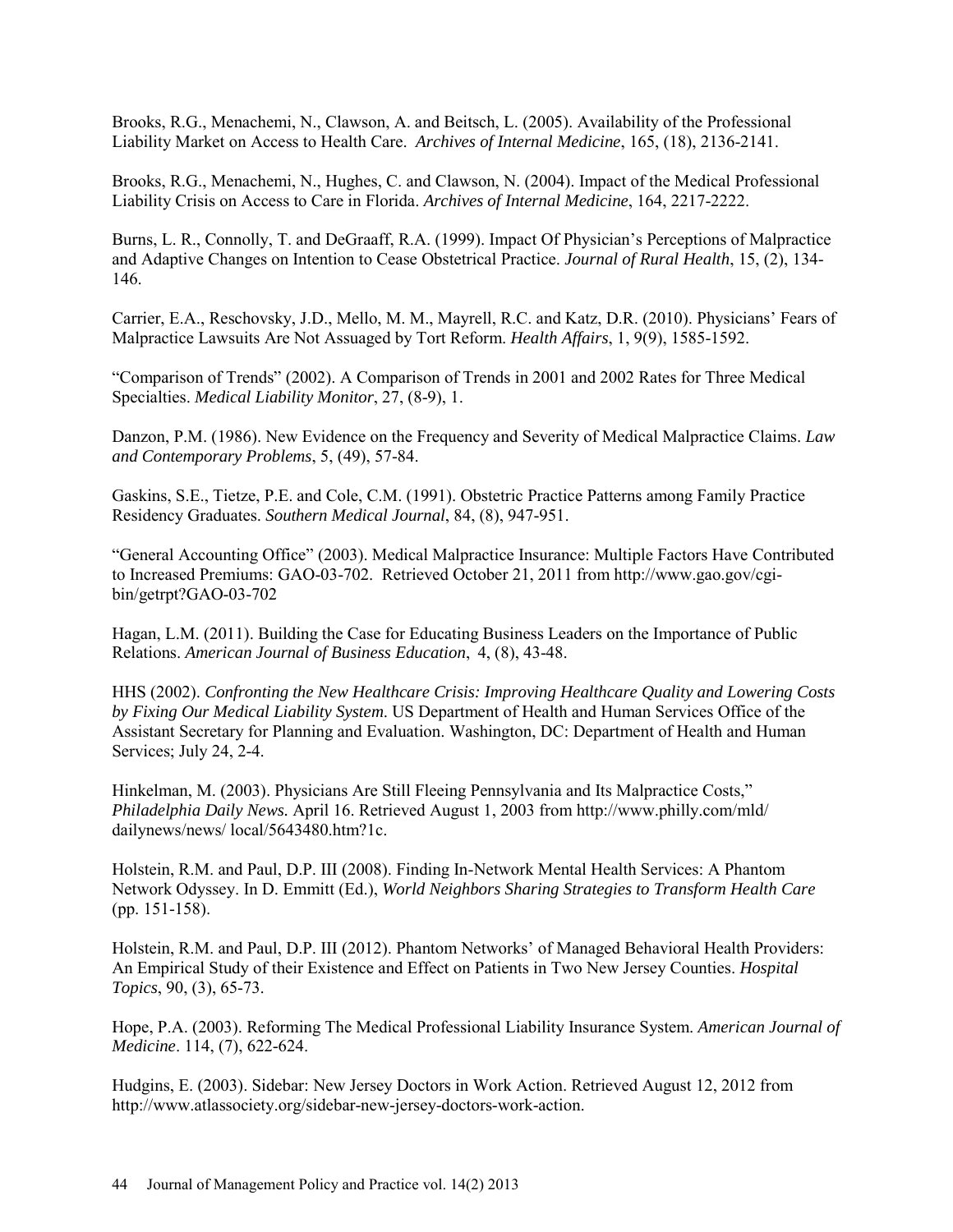Brooks, R.G., Menachemi, N., Clawson, A. and Beitsch, L. (2005). Availability of the Professional Liability Market on Access to Health Care. *Archives of Internal Medicine*, 165, (18), 2136-2141.

Brooks, R.G., Menachemi, N., Hughes, C. and Clawson, N. (2004). Impact of the Medical Professional Liability Crisis on Access to Care in Florida. *Archives of Internal Medicine*, 164, 2217-2222.

Burns, L. R., Connolly, T. and DeGraaff, R.A. (1999). Impact Of Physician's Perceptions of Malpractice and Adaptive Changes on Intention to Cease Obstetrical Practice. *Journal of Rural Health*, 15, (2), 134-146.

Carrier, E.A., Reschovsky, J.D., Mello, M. M., Mayrell, R.C. and Katz, D.R. (2010). Physicians' Fears of Malpractice Lawsuits Are Not Assuaged by Tort Reform. *Health Affairs*, 1, 9(9), 1585-1592.

"Comparison of Trends" (2002). A Comparison of Trends in 2001 and 2002 Rates for Three Medical Specialties. *Medical Liability Monitor*, 27, (8-9), 1.

Danzon, P.M. (1986). New Evidence on the Frequency and Severity of Medical Malpractice Claims. *Law and Contemporary Problems*, 5, (49), 57-84.

Gaskins, S.E., Tietze, P.E. and Cole, C.M. (1991). Obstetric Practice Patterns among Family Practice Residency Graduates. *Southern Medical Journal*, 84, (8), 947-951.

"General Accounting Office" (2003). Medical Malpractice Insurance: Multiple Factors Have Contributed to Increased Premiums: GAO-03-702. Retrieved October 21, 2011 from http://www.gao.gov/cgi-bin/getrpt?GAO-03-702

Hagan, L.M. (2011). Building the Case for Educating Business Leaders on the Importance of Public Relations. *American Journal of Business Education*, 4, (8), 43-48.

HHS (2002). *Confronting the New Healthcare Crisis: Improving Healthcare Quality and Lowering Costs by Fixing Our Medical Liability System*. US Department of Health and Human Services Office of the Assistant Secretary for Planning and Evaluation. Washington, DC: Department of Health and Human Services; July 24, 2-4.

Hinkelman, M. (2003). Physicians Are Still Fleeing Pennsylvania and Its Malpractice Costs," *Philadelphia Daily News.* April 16. Retrieved August 1, 2003 from http://www.philly.com/mld/ dailynews/news/ local/5643480.htm?1c.

Holstein, R.M. and Paul, D.P. III (2008). Finding In-Network Mental Health Services: A Phantom Network Odyssey. In D. Emmitt (Ed.), *World Neighbors Sharing Strategies to Transform Health Care* (pp. 151-158).

Holstein, R.M. and Paul, D.P. III (2012). Phantom Networks' of Managed Behavioral Health Providers: An Empirical Study of their Existence and Effect on Patients in Two New Jersey Counties. *Hospital Topics*, 90, (3), 65-73.

Hope, P.A. (2003). Reforming The Medical Professional Liability Insurance System. *American Journal of Medicine*. 114, (7), 622-624.

Hudgins, E. (2003). Sidebar: New Jersey Doctors in Work Action. Retrieved August 12, 2012 from http://www.atlassociety.org/sidebar-new-jersey-doctors-work-action.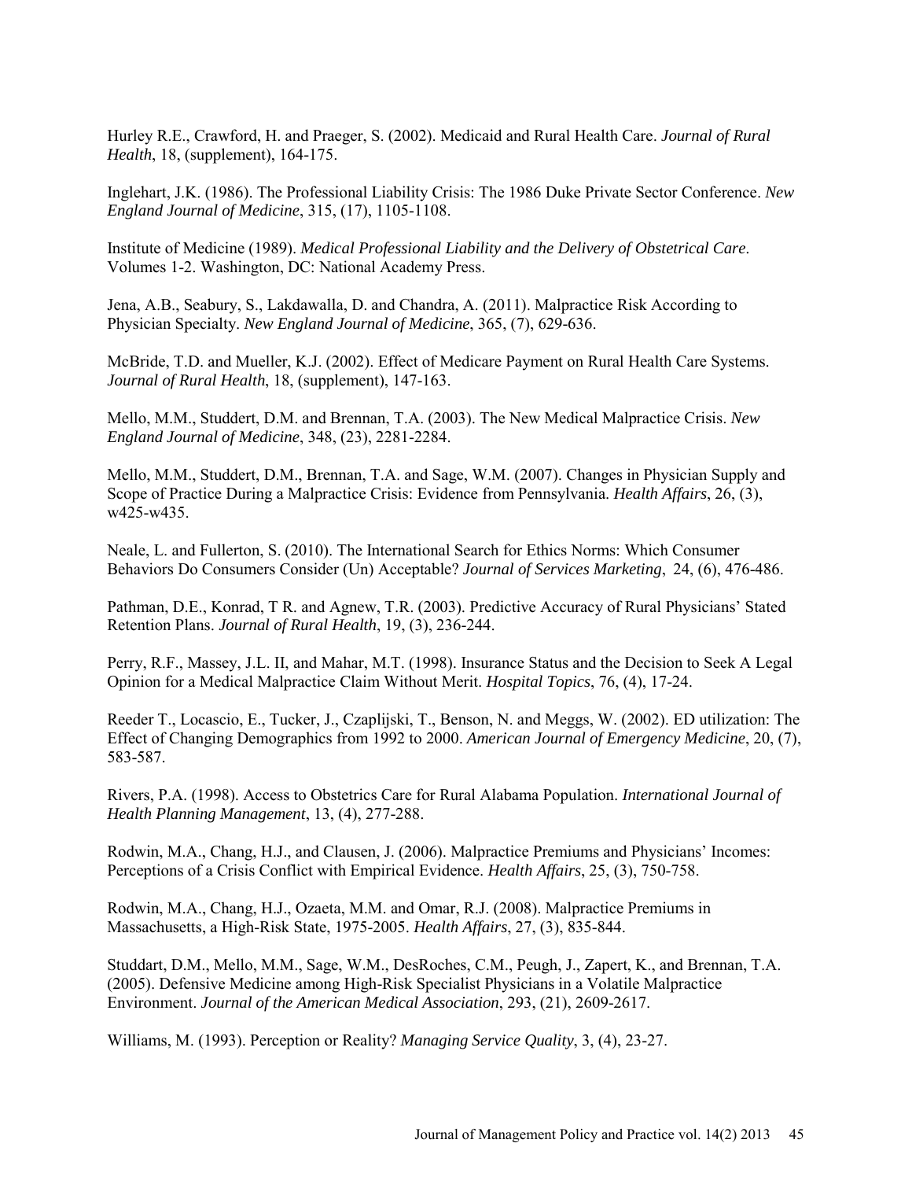Hurley R.E., Crawford, H. and Praeger, S. (2002). Medicaid and Rural Health Care. *Journal of Rural Health*, 18, (supplement), 164-175.

Inglehart, J.K. (1986). The Professional Liability Crisis: The 1986 Duke Private Sector Conference. *New England Journal of Medicine*, 315, (17), 1105-1108.

Institute of Medicine (1989). *Medical Professional Liability and the Delivery of Obstetrical Care*. Volumes 1-2. Washington, DC: National Academy Press.

Jena, A.B., Seabury, S., Lakdawalla, D. and Chandra, A. (2011). Malpractice Risk According to Physician Specialty. *New England Journal of Medicine*, 365, (7), 629-636.

McBride, T.D. and Mueller, K.J. (2002). Effect of Medicare Payment on Rural Health Care Systems. *Journal of Rural Health*, 18, (supplement), 147-163.

Mello, M.M., Studdert, D.M. and Brennan, T.A. (2003). The New Medical Malpractice Crisis. *New England Journal of Medicine*, 348, (23), 2281-2284.

Mello, M.M., Studdert, D.M., Brennan, T.A. and Sage, W.M. (2007). Changes in Physician Supply and Scope of Practice During a Malpractice Crisis: Evidence from Pennsylvania. *Health Affairs*, 26, (3), w425-w435.

Neale, L. and Fullerton, S. (2010). The International Search for Ethics Norms: Which Consumer Behaviors Do Consumers Consider (Un) Acceptable? *Journal of Services Marketing*, 24, (6), 476-486.

Pathman, D.E., Konrad, T R. and Agnew, T.R. (2003). Predictive Accuracy of Rural Physicians' Stated Retention Plans. *Journal of Rural Health*, 19, (3), 236-244.

Perry, R.F., Massey, J.L. II, and Mahar, M.T. (1998). Insurance Status and the Decision to Seek A Legal Opinion for a Medical Malpractice Claim Without Merit. *Hospital Topics*, 76, (4), 17-24.

Reeder T., Locascio, E., Tucker, J., Czaplijski, T., Benson, N. and Meggs, W. (2002). ED utilization: The Effect of Changing Demographics from 1992 to 2000. *American Journal of Emergency Medicine*, 20, (7), 583-587.

Rivers, P.A. (1998). Access to Obstetrics Care for Rural Alabama Population. *International Journal of Health Planning Management*, 13, (4), 277-288.

Rodwin, M.A., Chang, H.J., and Clausen, J. (2006). Malpractice Premiums and Physicians' Incomes: Perceptions of a Crisis Conflict with Empirical Evidence. *Health Affairs*, 25, (3), 750-758.

Rodwin, M.A., Chang, H.J., Ozaeta, M.M. and Omar, R.J. (2008). Malpractice Premiums in Massachusetts, a High-Risk State, 1975-2005. *Health Affairs*, 27, (3), 835-844.

Studdart, D.M., Mello, M.M., Sage, W.M., DesRoches, C.M., Peugh, J., Zapert, K., and Brennan, T.A. (2005). Defensive Medicine among High-Risk Specialist Physicians in a Volatile Malpractice Environment. *Journal of the American Medical Association*, 293, (21), 2609-2617.

Williams, M. (1993). Perception or Reality? *Managing Service Quality*, 3, (4), 23-27.